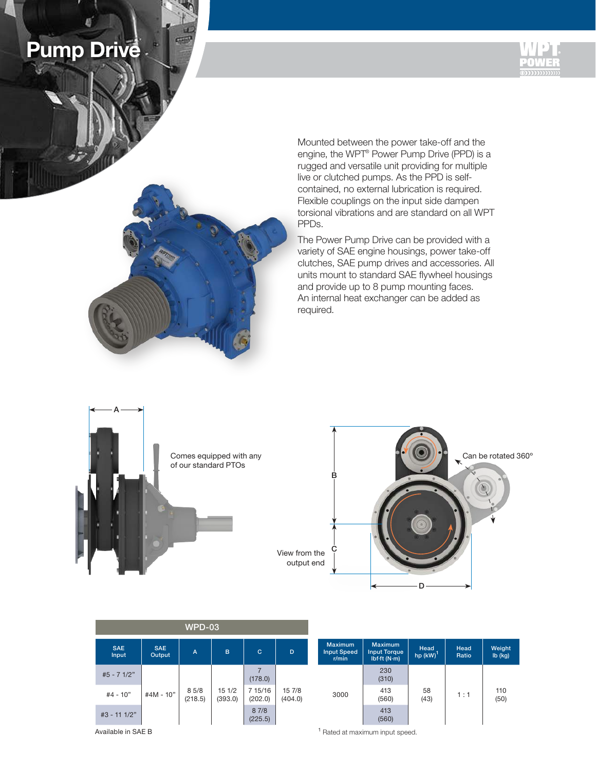# Pump Drive

Mounted between the power take-off and the engine, the WPT® Power Pump Drive (PPD) is a rugged and versatile unit providing for multiple live or clutched pumps. As the PPD is self-contained, no external lubrication is required. Flexible couplings on the input side dampen torsional vibrations and are standard on all WPT PPDs.

The Power Pump Drive can be provided with a variety of SAE engine housings, power take-off clutches, SAE pump drives and accessories. All units mount to standard SAE flywheel housings and provide up to 8 pump mounting faces. An internal heat exchanger can be added as required.

Comes equipped with any of our standard PTOs

Can be rotated 360°

View from the output end

**WPD-03**

| SAE Input | SAE Output | A | B | C | D | Maximum Input Speed r/min | Maximum Input Torque lbf·ft (N·m) | Head hp (kW)[1] | Head Ratio | Weight lb (kg) |
|---|---|---|---|---|---|---|---|---|---|---|
| #5 - 7 1/2" | #4M - 10" | 8 5/8 (218.5) | 15 1/2 (393.0) | 7 (178.0) | 15 7/8 (404.0) | 3000 | 230 (310) | 58 (43) | 1 : 1 | 110 (50) |
| #4 - 10" | | | | 7 15/16 (202.0) | | | 413 (560) | | | |
| #3 - 11 1/2" | | | | 8 7/8 (225.5) | | | 413 (560) | | | |

Available in SAE B

[1] Rated at maximum input speed.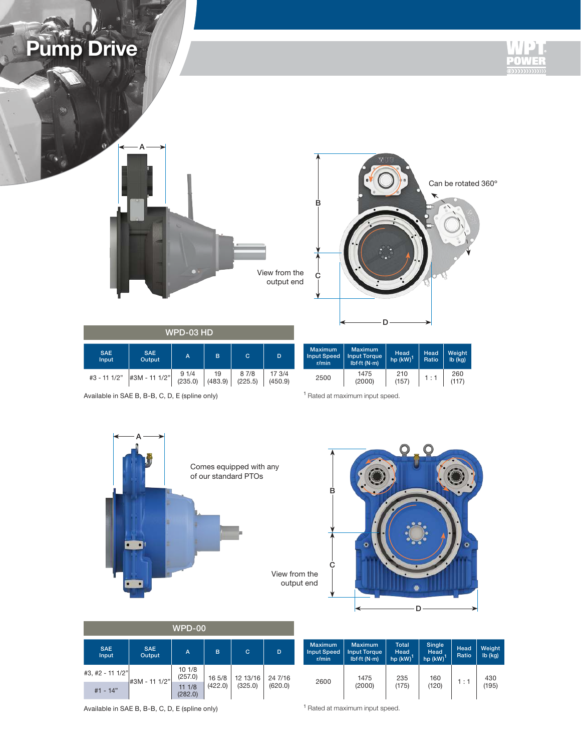# Pump Drive

View from the output end

Can be rotated 360°

## WPD-03 HD

| SAE Input | SAE Output | A | B | C | D |
|---|---|---|---|---|---|
| #3 - 11 1/2" | #3M - 11 1/2" | 9 1/4 (235.0) | 19 (483.9) | 8 7/8 (225.5) | 17 3/4 (450.9) |

Available in SAE B, B-B, C, D, E (spline only)

| Maximum Input Speed r/min | Maximum Input Torque lbf·ft (N·m) | Head hp (kW)[1] | Head Ratio | Weight lb (kg) |
|---|---|---|---|---|
| 2500 | 1475 (2000) | 210 (157) | 1 : 1 | 260 (117) |

[1] Rated at maximum input speed.

Comes equipped with any of our standard PTOs

View from the output end

## WPD-00

| SAE Input | SAE Output | A | B | C | D |
|---|---|---|---|---|---|
| #3, #2 - 11 1/2" | #3M - 11 1/2" | 10 1/8 (257.0) | 16 5/8 (422.0) | 12 13/16 (325.0) | 24 7/16 (620.0) |
| #1 - 14" | | 11 1/8 (282.0) | | | |

Available in SAE B, B-B, C, D, E (spline only)

| Maximum Input Speed r/min | Maximum Input Torque lbf·ft (N·m) | Total Head hp (kW)[1] | Single Head hp (kW)[1] | Head Ratio | Weight lb (kg) |
|---|---|---|---|---|---|
| 2600 | 1475 (2000) | 235 (175) | 160 (120) | 1 : 1 | 430 (195) |

[1] Rated at maximum input speed.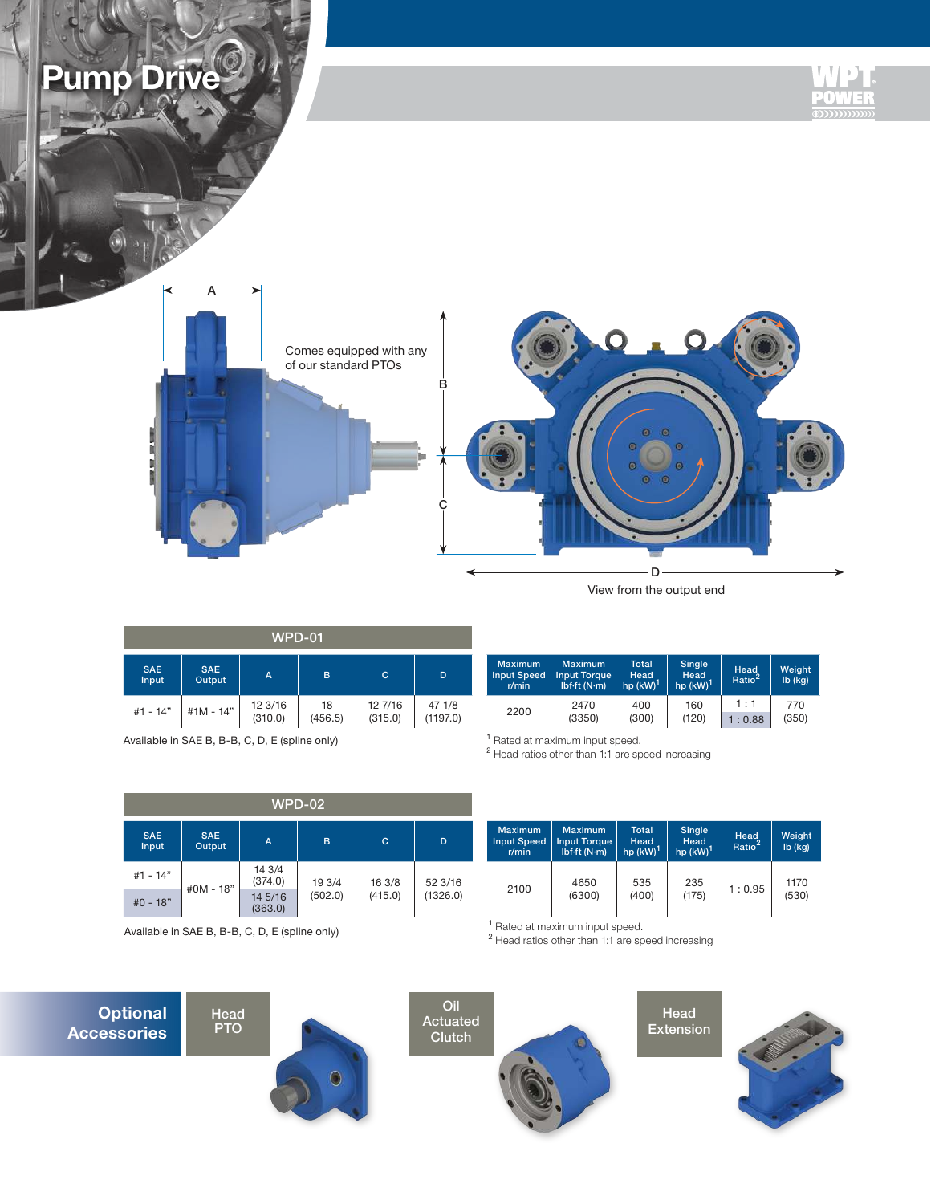# Pump Drive

Comes equipped with any of our standard PTOs

A

B

C

D

View from the output end

## WPD-01

| SAE Input | SAE Output | A | B | C | D |
|---|---|---|---|---|---|
| #1 - 14" | #1M - 14" | 12 3/16 (310.0) | 18 (456.5) | 12 7/16 (315.0) | 47 1/8 (1197.0) |

Available in SAE B, B-B, C, D, E (spline only)

| Maximum Input Speed r/min | Maximum Input Torque lbf·ft (N·m) | Total Head hp (kW)[1] | Single Head hp (kW)[1] | Head Ratio[2] | Weight lb (kg) |
|---|---|---|---|---|---|
| 2200 | 2470 (3350) | 400 (300) | 160 (120) | 1 : 1<br>1 : 0.88 | 770 (350) |

[1] Rated at maximum input speed.
[2] Head ratios other than 1:1 are speed increasing

## WPD-02

| SAE Input | SAE Output | A | B | C | D |
|---|---|---|---|---|---|
| #1 - 14" | #0M - 18" | 14 3/4 (374.0) | 19 3/4 (502.0) | 16 3/8 (415.0) | 52 3/16 (1326.0) |
| #0 - 18" | #0M - 18" | 14 5/16 (363.0) | 19 3/4 (502.0) | 16 3/8 (415.0) | 52 3/16 (1326.0) |

Available in SAE B, B-B, C, D, E (spline only)

| Maximum Input Speed r/min | Maximum Input Torque lbf·ft (N·m) | Total Head hp (kW)[1] | Single Head hp (kW)[1] | Head Ratio[2] | Weight lb (kg) |
|---|---|---|---|---|---|
| 2100 | 4650 (6300) | 535 (400) | 235 (175) | 1 : 0.95 | 1170 (530) |

[1] Rated at maximum input speed.
[2] Head ratios other than 1:1 are speed increasing

## Optional Accessories

Head PTO

Oil Actuated Clutch

Head Extension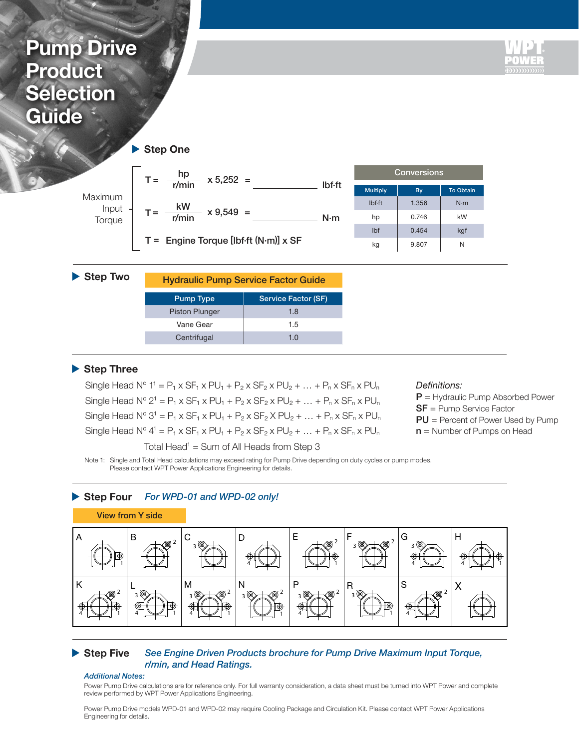# Pump Drive Product Selection Guide

## Step One

Maximum Input Torque

$$T = \frac{hp}{r/min} \times 5{,}252 = \underline{\qquad\qquad} \text{ lbf·ft}$$

$$T = \frac{kW}{r/min} \times 9{,}549 = \underline{\qquad\qquad} \text{ N·m}$$

T = Engine Torque [lbf·ft (N·m)] x SF

**Conversions**

| Multiply | By | To Obtain |
|---|---|---|
| lbf·ft | 1.356 | N·m |
| hp | 0.746 | kW |
| lbf | 0.454 | kgf |
| kg | 9.807 | N |

## Step Two

**Hydraulic Pump Service Factor Guide**

| Pump Type | Service Factor (SF) |
|---|---|
| Piston Plunger | 1.8 |
| Vane Gear | 1.5 |
| Centrifugal | 1.0 |

## Step Three

Single Head N° 1[1] = $P_1 \times SF_1 \times PU_1 + P_2 \times SF_2 \times PU_2 + \ldots + P_n \times SF_n \times PU_n$

Single Head N° 2[1] = $P_1 \times SF_1 \times PU_1 + P_2 \times SF_2 \times PU_2 + \ldots + P_n \times SF_n \times PU_n$

Single Head N° 3[1] = $P_1 \times SF_1 \times PU_1 + P_2 \times SF_2 \times PU_2 + \ldots + P_n \times SF_n \times PU_n$

Single Head N° 4[1] = $P_1 \times SF_1 \times PU_1 + P_2 \times SF_2 \times PU_2 + \ldots + P_n \times SF_n \times PU_n$

Total Head[1] = Sum of All Heads from Step 3

*Definitions:*

**P** = Hydraulic Pump Absorbed Power
**SF** = Pump Service Factor
**PU** = Percent of Power Used by Pump
**n** = Number of Pumps on Head

Note 1: Single and Total Head calculations may exceed rating for Pump Drive depending on duty cycles or pump modes. Please contact WPT Power Applications Engineering for details.

## Step Four *For WPD-01 and WPD-02 only!*

View from Y side

A
1

B
2

C
3

D
4

E
2
1

F
3
2

G
3
4

H
4
1

K
2
4
1

L
3
4
1

M
3
2
4
1

N
3
2
1

P
3
2
4

R
3
1

S
2
4

X

## Step Five *See Engine Driven Products brochure for Pump Drive Maximum Input Torque, r/min, and Head Ratings.*

***Additional Notes:***

Power Pump Drive calculations are for reference only. For full warranty consideration, a data sheet must be turned into WPT Power and complete review performed by WPT Power Applications Engineering.

Power Pump Drive models WPD-01 and WPD-02 may require Cooling Package and Circulation Kit. Please contact WPT Power Applications Engineering for details.